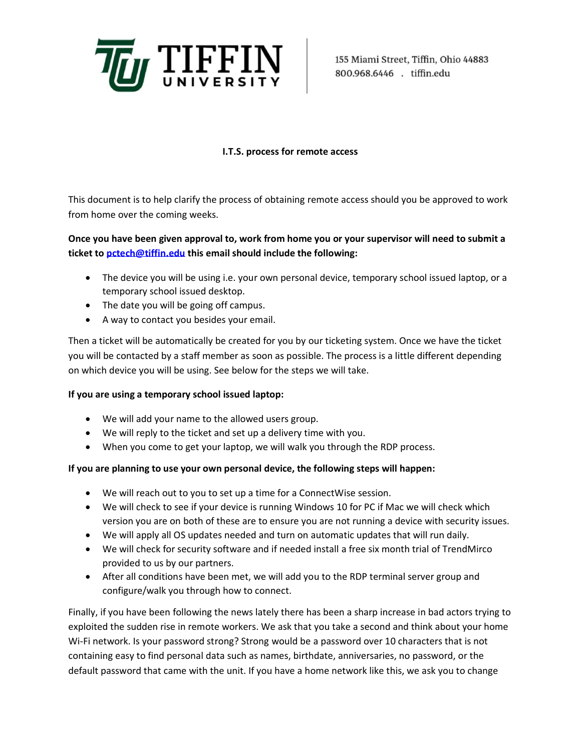TIFFIN UNIVERSITY

155 Miami Street, Tiffin, Ohio 44883
800.968.6446 . tiffin.edu

**I.T.S. process for remote access**

This document is to help clarify the process of obtaining remote access should you be approved to work from home over the coming weeks.

**Once you have been given approval to, work from home you or your supervisor will need to submit a ticket to [pctech@tiffin.edu](mailto:pctech@tiffin.edu) this email should include the following:**

- The device you will be using i.e. your own personal device, temporary school issued laptop, or a temporary school issued desktop.
- The date you will be going off campus.
- A way to contact you besides your email.

Then a ticket will be automatically be created for you by our ticketing system. Once we have the ticket you will be contacted by a staff member as soon as possible. The process is a little different depending on which device you will be using. See below for the steps we will take.

**If you are using a temporary school issued laptop:**

- We will add your name to the allowed users group.
- We will reply to the ticket and set up a delivery time with you.
- When you come to get your laptop, we will walk you through the RDP process.

**If you are planning to use your own personal device, the following steps will happen:**

- We will reach out to you to set up a time for a ConnectWise session.
- We will check to see if your device is running Windows 10 for PC if Mac we will check which version you are on both of these are to ensure you are not running a device with security issues.
- We will apply all OS updates needed and turn on automatic updates that will run daily.
- We will check for security software and if needed install a free six month trial of TrendMirco provided to us by our partners.
- After all conditions have been met, we will add you to the RDP terminal server group and configure/walk you through how to connect.

Finally, if you have been following the news lately there has been a sharp increase in bad actors trying to exploited the sudden rise in remote workers. We ask that you take a second and think about your home Wi-Fi network. Is your password strong? Strong would be a password over 10 characters that is not containing easy to find personal data such as names, birthdate, anniversaries, no password, or the default password that came with the unit. If you have a home network like this, we ask you to change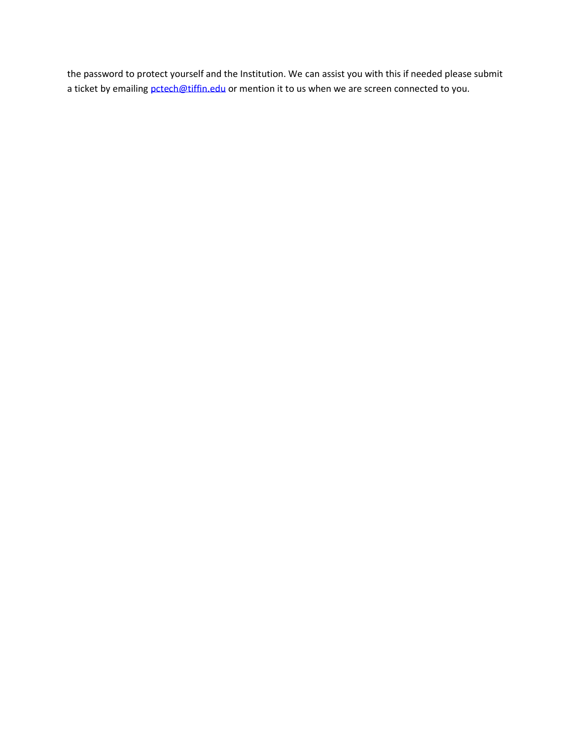the password to protect yourself and the Institution. We can assist you with this if needed please submit a ticket by emailing [pctech@tiffin.edu](mailto:pctech@tiffin.edu) or mention it to us when we are screen connected to you.